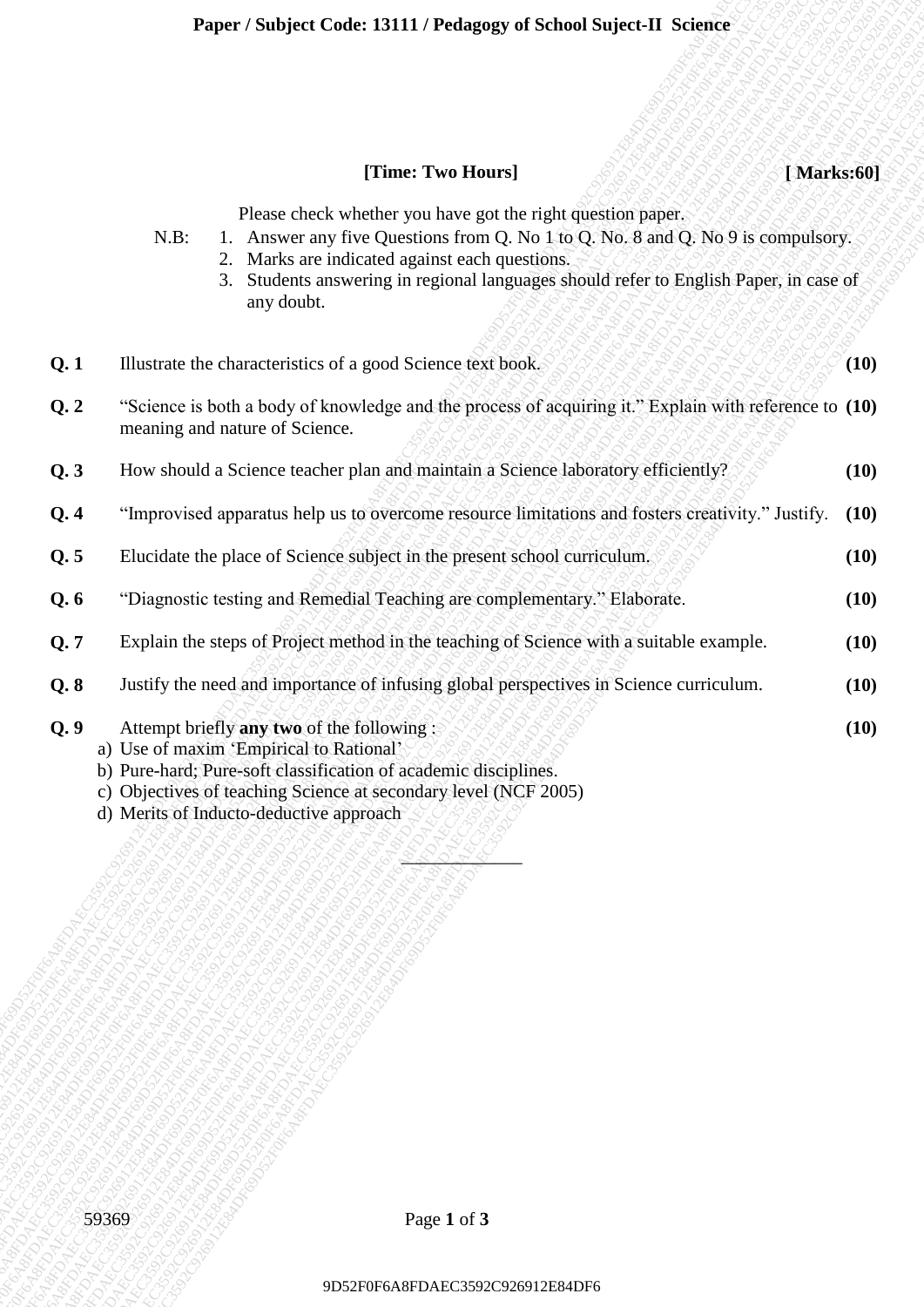**[Time: Two Hours]** **[ Marks:60]**

Please check whether you have got the right question paper.

N.B:
1. Answer any five Questions from Q. No 1 to Q. No. 8 and Q. No 9 is compulsory.
2. Marks are indicated against each questions.
3. Students answering in regional languages should refer to English Paper, in case of any doubt.

**Q. 1** Illustrate the characteristics of a good Science text book. **(10)**

**Q. 2** "Science is both a body of knowledge and the process of acquiring it." Explain with reference to meaning and nature of Science. **(10)**

**Q. 3** How should a Science teacher plan and maintain a Science laboratory efficiently? **(10)**

**Q. 4** "Improvised apparatus help us to overcome resource limitations and fosters creativity." Justify. **(10)**

**Q. 5** Elucidate the place of Science subject in the present school curriculum. **(10)**

**Q. 6** "Diagnostic testing and Remedial Teaching are complementary." Elaborate. **(10)**

**Q. 7** Explain the steps of Project method in the teaching of Science with a suitable example. **(10)**

**Q. 8** Justify the need and importance of infusing global perspectives in Science curriculum. **(10)**

**Q. 9** Attempt briefly **any two** of the following : **(10)**

a) Use of maxim 'Empirical to Rational'
b) Pure-hard; Pure-soft classification of academic disciplines.
c) Objectives of teaching Science at secondary level (NCF 2005)
d) Merits of Inducto-deductive approach

\_\_\_\_\_\_\_\_\_\_\_\_\_\_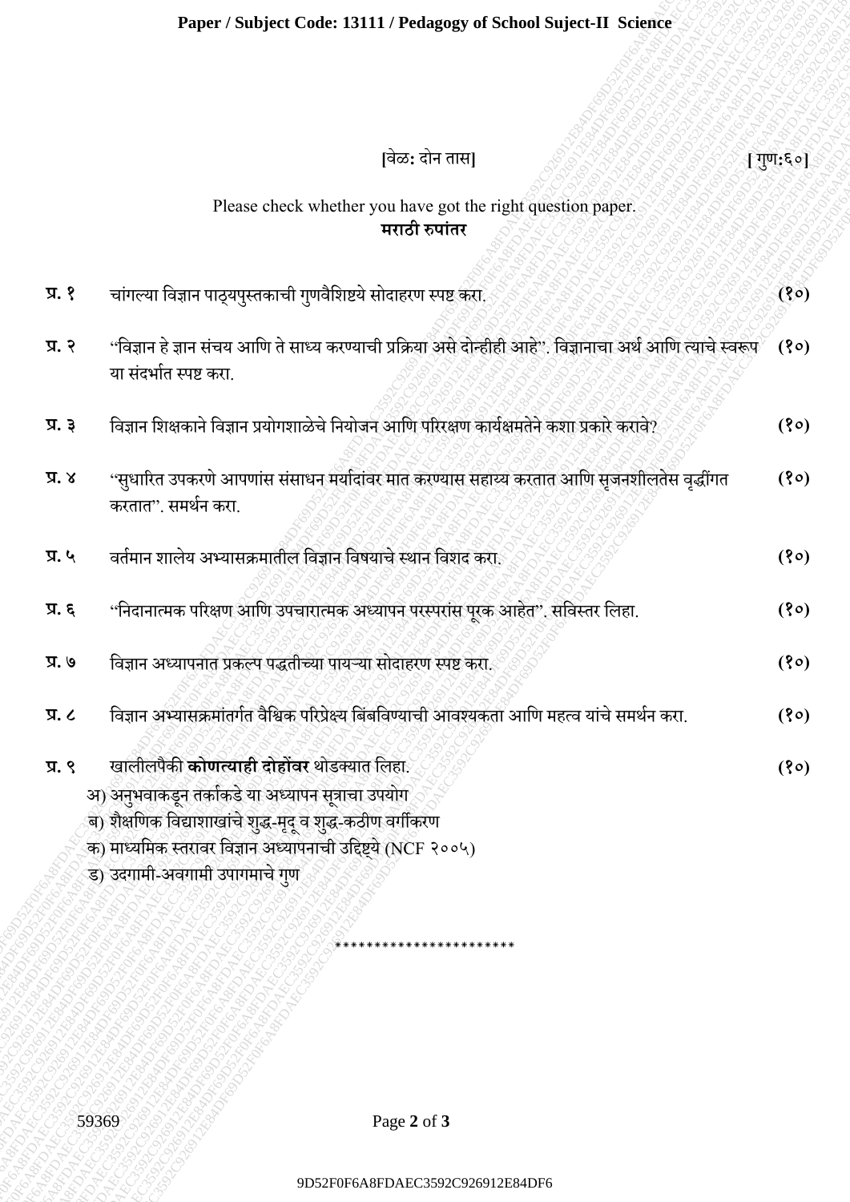[वेळ: दोन तास] [ गुण:६०]

Please check whether you have got the right question paper.

**मराठी रुपांतर**

**प्र. १** चांगल्या विज्ञान पाठ्यपुस्तकाची गुणवैशिष्ट्ये सोदाहरण स्पष्ट करा. **(१०)**

**प्र. २** "विज्ञान हे ज्ञान संचय आणि ते साध्य करण्याची प्रक्रिया असे दोन्हीही आहे". विज्ञानाचा अर्थ आणि त्याचे स्वरूप या संदर्भात स्पष्ट करा. **(१०)**

**प्र. ३** विज्ञान शिक्षकाने विज्ञान प्रयोगशाळेचे नियोजन आणि परिरक्षण कार्यक्षमतेने कशा प्रकारे करावे? **(१०)**

**प्र. ४** "सुधारित उपकरणे आपणांस संसाधन मर्यादांवर मात करण्यास सहाय्य करतात आणि सृजनशीलतेस वृद्धींगत करतात". समर्थन करा. **(१०)**

**प्र. ५** वर्तमान शालेय अभ्यासक्रमातील विज्ञान विषयाचे स्थान विशद करा. **(१०)**

**प्र. ६** "निदानात्मक परिक्षण आणि उपचारात्मक अध्यापन परस्परांस पूरक आहेत". सविस्तर लिहा. **(१०)**

**प्र. ७** विज्ञान अध्यापनात प्रकल्प पद्धतीच्या पायऱ्या सोदाहरण स्पष्ट करा. **(१०)**

**प्र. ८** विज्ञान अभ्यासक्रमांतर्गत वैश्विक परिप्रेक्ष्य बिंबविण्याची आवश्यकता आणि महत्व यांचे समर्थन करा. **(१०)**

**प्र. ९** खालीलपैकी **कोणत्याही दोहोंवर** थोडक्यात लिहा. **(१०)**

अ) अनुभवाकडून तर्काकडे या अध्यापन सूत्राचा उपयोग

ब) शैक्षणिक विद्याशाखांचे शुद्ध-मृदू व शुद्ध-कठीण वर्गीकरण

क) माध्यमिक स्तरावर विज्ञान अध्यापनाची उद्दिष्ट्ये (NCF २००५)

ड) उदगामी-अवगामी उपागमाचे गुण

**********************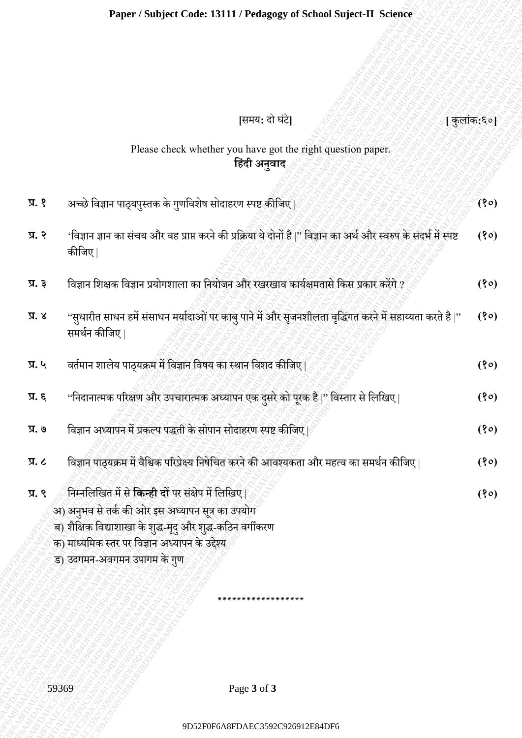[समय: दो घंटे] [ कुलांक:६०]

Please check whether you have got the right question paper.

**हिंदी अनुवाद**

**प्र. १** अच्छे विज्ञान पाठ्यपुस्तक के गुणविशेष सोदाहरण स्पष्ट कीजिए| **(१०)**

**प्र. २** 'विज्ञान ज्ञान का संचय और वह प्राप्त करने की प्रक्रिया ये दोनों है|" विज्ञान का अर्थ और स्वरुप के संदर्भ में स्पष्ट कीजिए| **(१०)**

**प्र. ३** विज्ञान शिक्षक विज्ञान प्रयोगशाला का नियोजन और रखरखाव कार्यक्षमतासे किस प्रकार करेंगे ? **(१०)**

**प्र. ४** "सुधारीत साधन हमें संसाधन मर्यादाओं पर काबु पाने में और सृजनशीलता वृद्धिंगत करने में सहाय्यता करते है|" समर्थन कीजिए| **(१०)**

**प्र. ५** वर्तमान शालेय पाठ्यक्रम में विज्ञान विषय का स्थान विशद कीजिए| **(१०)**

**प्र. ६** "निदानात्मक परिक्षण और उपचारात्मक अध्यापन एक दुसरे को पूरक है|" विस्तार से लिखिए| **(१०)**

**प्र. ७** विज्ञान अध्यापन में प्रकल्प पद्धती के सोपान सोदाहरण स्पष्ट कीजिए| **(१०)**

**प्र. ८** विज्ञान पाठ्यक्रम में वैश्विक परिप्रेक्ष्य निषेचित करने की आवश्यकता और महत्व का समर्थन कीजिए| **(१०)**

**प्र. ९** निम्नलिखित में से **किन्ही दों** पर संक्षेप में लिखिए| **(१०)**

अ) अनुभव से तर्क की ओर इस अध्यापन सूत्र का उपयोग

ब) शैक्षिक विद्याशाखा के शुद्ध-मृदु और शुद्ध-कठिन वर्गीकरण

क) माध्यमिक स्तर पर विज्ञान अध्यापन के उद्देश्य

ड) उदगमन-अवगमन उपागम के गुण

******************